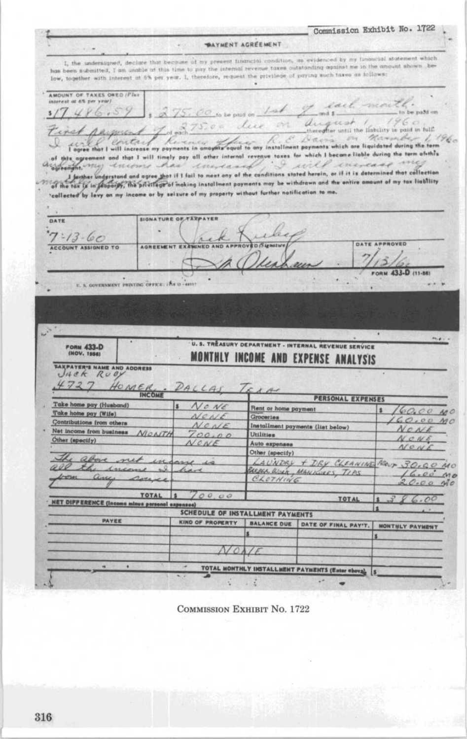Commission Exhibit No. 1722

## PAYMENT AGREEMENT

I, the undersigned, declare that because of my present financial condition, as evidenced by my financial statement which has been submitted, I am unable at this time to pay the internal revenue taxes outstanding against me in the amount shown below, together with interest at 6% per year. I, therefore, request the privilege of paying such taxes as follows:

AMOUNT OF TAXES OWED (Plus interest at 6% per year)

$17,486.59 $ 275.00 to be paid on 1st of each month and $ ______ to be paid on

First payment of 275.00 due on August 1, 1960 of each ______ thereafter until the liability is paid in full.

I will contact Revenue officer R. E. Davis on November 1, 1960 and if my income has increased, I will increase my monthly payments.

I agree that I will increase my payments in amounts equal to any installment payments which are liquidated during the term of this agreement and that I will timely pay all other internal revenue taxes for which I become liable during the term of this agreement.

I further understand and agree that if I fail to meet any of the conditions stated herein, or if it is determined that collection of the tax is in jeopardy, the privilege of making installment payments may be withdrawn and the entire amount of my tax liability collected by levy on my income or by seizure of my property without further notification to me.

| DATE | SIGNATURE OF TAXPAYER | |
|---|---|---|
| 7-13-60 | Jack Ruby | |
| ACCOUNT ASSIGNED TO | AGREEMENT EXAMINED AND APPROVED (Signature) | DATE APPROVED |
| | [signature] | 7/13/60 |

FORM 433-D (11-56)

U. S. GOVERNMENT PRINTING OFFICE

---

FORM 433-D (NOV. 1956)

U. S. TREASURY DEPARTMENT - INTERNAL REVENUE SERVICE

## MONTHLY INCOME AND EXPENSE ANALYSIS

TAXPAYER'S NAME AND ADDRESS
Jack Ruby
4727 Homer, Dallas Texas

| INCOME | | PERSONAL EXPENSES | |
|---|---|---|---|
| Take home pay (Husband) | $ NONE | Rent or home payment | $ 160.00 MO |
| Take home pay (Wife) | NONE | Groceries | 160.00 MO |
| Contributions from others | NONE | Installment payments (list below) | NONE |
| Net income from business MONTH | 700.00 | Utilities | NONE |
| Other (specify) | NONE | Auto expenses | NONE |
| | | Other (specify) | |
| The above net income is all the income I have from any source | | LAUNDRY + DRY CLEANING | ABOUT 30.00 MO |
| | | BARBER WORK, MANICURES, TIPS | 16.00 MO |
| | | CLOTHING | 20.00 MO |
| TOTAL | $ 700.00 | TOTAL | $ 386.00 |
| NET DIFFERENCE (Income minus personal expenses) | | | $ |

SCHEDULE OF INSTALLMENT PAYMENTS

| PAYEE | KIND OF PROPERTY | BALANCE DUE | DATE OF FINAL PAY'T. | MONTHLY PAYMENT |
|---|---|---|---|---|
| | | $ | | $ |
| | NONE | | | |
| | TOTAL MONTHLY INSTALLMENT PAYMENTS (Enter above) | | | $ |

COMMISSION EXHIBIT No. 1722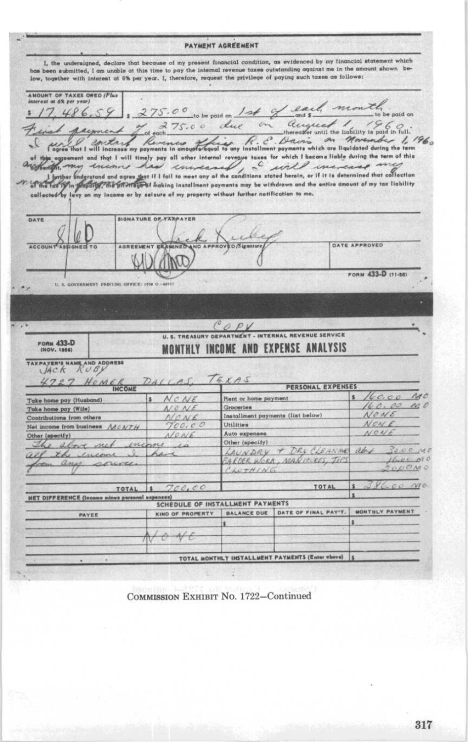## PAYMENT AGREEMENT

I, the undersigned, declare that because of my present financial condition, as evidenced by my financial statement which has been submitted, I am unable at this time to pay the internal revenue taxes outstanding against me in the amount shown below, together with interest at 6% per year. I, therefore, request the privilege of paying such taxes as follows:

AMOUNT OF TAXES OWED (Plus interest at 6% per year)

$ 17,486.59 | $ 275.00 to be paid on 1st of each month and $ ______ to be paid on First payment of each 275.00 due on August 1, 1960 thereafter until the liability is paid in full.

I will contact Revenue Officer R. E. Davis on November 1, 1960 I agree that I will increase my payments in amounts equal to any installment payments which are liquidated during the term of this agreement and that I will timely pay all other internal revenue taxes for which I become liable during the term of this agreement. and if my income has increased, I will increase my monthly payments.

I further understand and agree that if I fail to meet any of the conditions stated herein, or if it is determined that collection of the tax is in jeopardy, the privilege of making installment payments may be withdrawn and the entire amount of my tax liability collected by levy on my income or by seizure of my property without further notification to me.

| DATE | SIGNATURE OF TAXPAYER | |
|---|---|---|
| 8/6/60 | Jack Ruby | |
| ACCOUNT ASSIGNED TO | AGREEMENT EXAMINED AND APPROVED (Signature) | DATE APPROVED |
| | | |

FORM 433-D (11-56)

U. S. GOVERNMENT PRINTING OFFICE: 1958 O - 48557

---

COPY

FORM 433-D (NOV. 1956)

U. S. TREASURY DEPARTMENT - INTERNAL REVENUE SERVICE

## MONTHLY INCOME AND EXPENSE ANALYSIS

TAXPAYER'S NAME AND ADDRESS
JACK RUBY
4727 HOMER DALLAS, TEXAS

| INCOME | | PERSONAL EXPENSES | |
|---|---|---|---|
| Take home pay (Husband) | $ NONE | Rent or home payment | $ 160.00 MO |
| Take home pay (Wife) | NONE | Groceries | 160.00 MO |
| Contributions from others | NONE | Installment payments (list below) | NONE |
| Net income from business MONTH | 700.00 | Utilities | NONE |
| Other (specify) | NONE | Auto expenses | NONE |
| The above net income is | | Other (specify) | |
| all the income I have | | LAUNDRY + DRY CLEANING abt | 30.00 MO |
| from any source. | | BARBER WORK, MANICURES, TIPS | 16.00 MO |
| | | CLOTHING | 20.00 MO |
| TOTAL | $ 700.00 | TOTAL | $ 386.00 MO |
| NET DIFFERENCE (Income minus personal expenses) | | | $ |

SCHEDULE OF INSTALLMENT PAYMENTS

| PAYEE | KIND OF PROPERTY | BALANCE DUE | DATE OF FINAL PAY'T. | MONTHLY PAYMENT |
|---|---|---|---|---|
| | | $ | | $ |
| | NONE | | | |
| | | | | |
| TOTAL MONTHLY INSTALLMENT PAYMENTS (Enter above) | | | | $ |

COMMISSION EXHIBIT No. 1722—Continued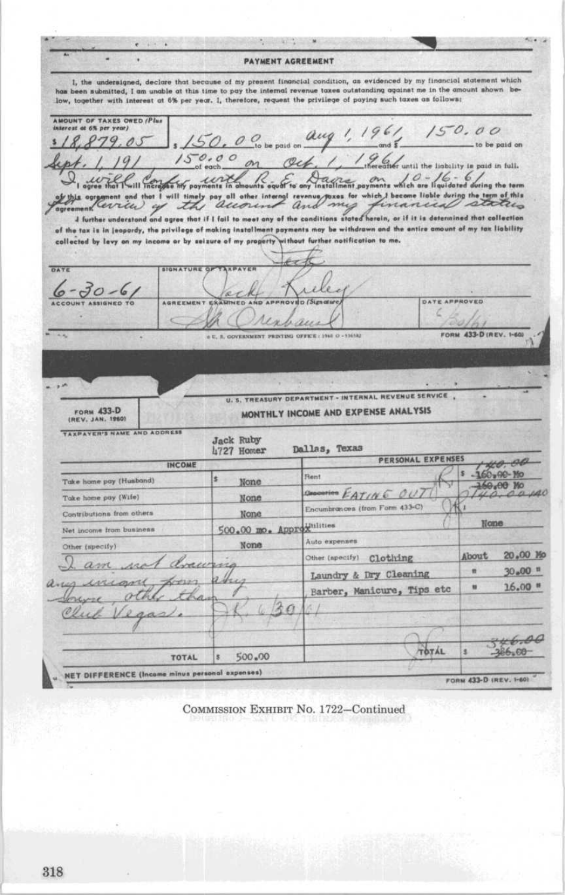## PAYMENT AGREEMENT

I, the undersigned, declare that because of my present financial condition, as evidenced by my financial statement which has been submitted, I am unable at this time to pay the internal revenue taxes outstanding against me in the amount shown below, together with interest at 6% per year. I, therefore, request the privilege of paying such taxes as follows:

AMOUNT OF TAXES OWED (Plus interest at 6% per year)

$18,879.05 $ 150.00 to be paid on aug 1, 1961 and $ 150.00 to be paid on Sept. 1, 191 150.00 of each on Oct. 1, 1961 thereafter until the liability is paid in full.

I will confer with R. E. Dacre on 10-16-61 for Review of the account and my financial status

I agree that I will increase my payments in amounts equal to any installment payments which are liquidated during the term of this agreement and that I will timely pay all other internal revenue taxes for which I become liable during the term of this agreement.

I further understand and agree that if I fail to meet any of the conditions stated herein, or if it is determined that collection of the tax is in jeopardy, the privilege of making installment payments may be withdrawn and the entire amount of my tax liability collected by levy on my income or by seizure of my property without further notification to me.

| DATE | SIGNATURE OF TAXPAYER | |
|---|---|---|
| 6-30-61 | Jack Ruby | |
| ACCOUNT ASSIGNED TO | AGREEMENT EXAMINED AND APPROVED (Signature) | DATE APPROVED |
| | [signature] | 6/30/61 |

© U. S. GOVERNMENT PRINTING OFFICE : 1960 O - 536182 FORM 433-D (REV. 1-60)

---

FORM 433-D (REV. JAN. 1960)

U. S. TREASURY DEPARTMENT - INTERNAL REVENUE SERVICE

## MONTHLY INCOME AND EXPENSE ANALYSIS

TAXPAYER'S NAME AND ADDRESS

Jack Ruby
4727 Homer Dallas, Texas

| INCOME | | PERSONAL EXPENSES | |
|---|---|---|---|
| Take home pay (Husband) | $ None | Rent | $ ~~160.00~~ 140.00 Mo |
| Take home pay (Wife) | None | ~~Groceries~~ EATING OUT | ~~160.00~~ 140.00 Mo |
| Contributions from others | None | Encumbrances (from Form 433-C) | |
| Net income from business | 500.00 mo. Approx | Utilities | None |
| Other (specify) | None | Auto expenses | |
| I am not drawing any income from any where, other than Club Vegas. JR. 6/30/61 | | Other (specify) Clothing | About 20.00 Mo |
| | | Laundry & Dry Cleaning | " 30.00 " |
| | | Barber, Manicure, Tips etc | " 16.00 " |
| TOTAL | $ 500.00 | TOTAL | $ ~~386.00~~ 346.00 |

NET DIFFERENCE (Income minus personal expenses)

FORM 433-D (REV. 1-60)

COMMISSION EXHIBIT No. 1722—Continued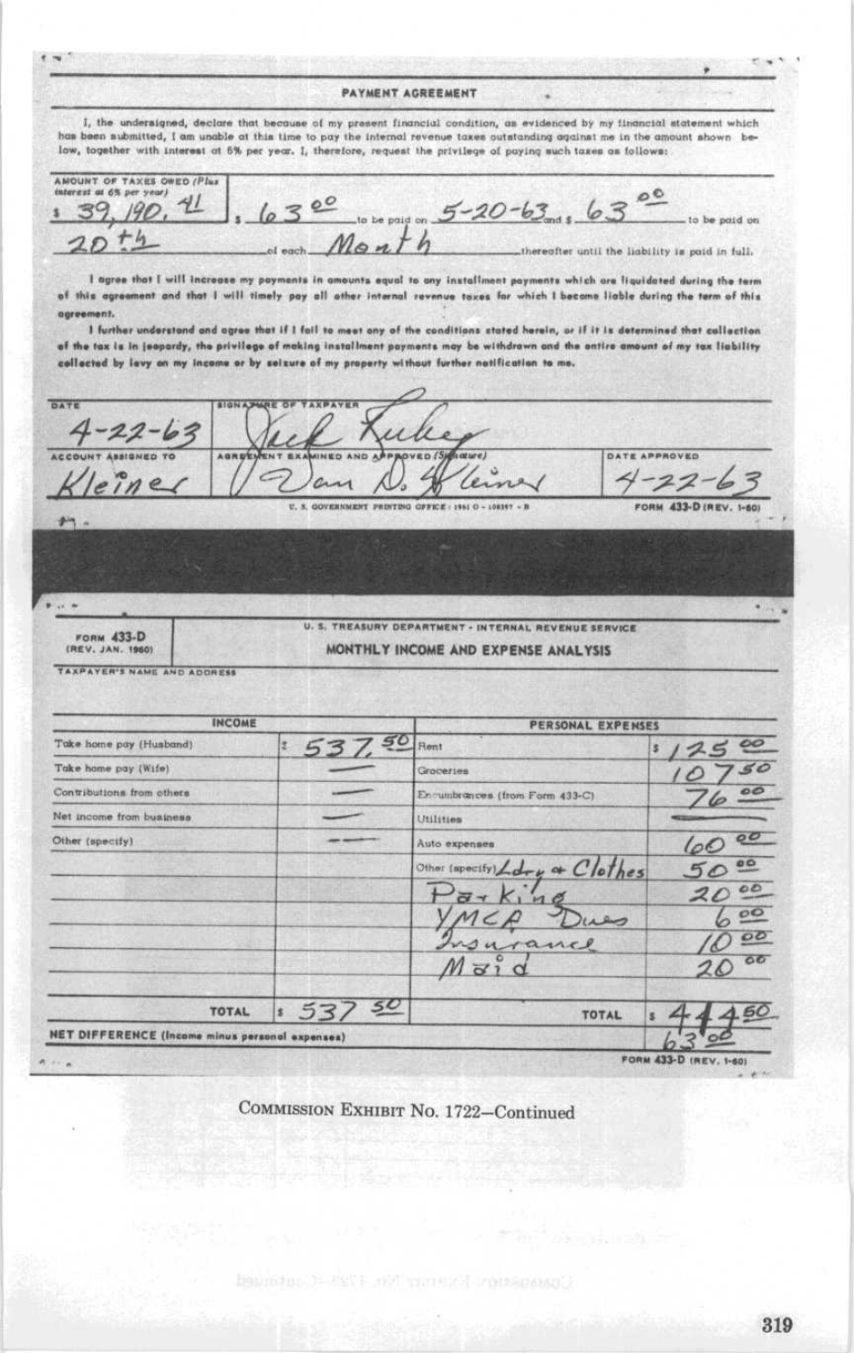## PAYMENT AGREEMENT

I, the undersigned, declare that because of my present financial condition, as evidenced by my financial statement which has been submitted, I am unable at this time to pay the internal revenue taxes outstanding against me in the amount shown below, together with interest at 6% per year. I, therefore, request the privilege of paying such taxes as follows:

AMOUNT OF TAXES OWED (Plus interest at 6% per year)

$ 39,190.41 $ 63.00 to be paid on 5-20-63 and $ 63.00 to be paid on 20th of each Month thereafter until the liability is paid in full.

I agree that I will increase my payments in amounts equal to any installment payments which are liquidated during the term of this agreement and that I will timely pay all other internal revenue taxes for which I become liable during the term of this agreement.

I further understand and agree that if I fail to meet any of the conditions stated herein, or if it is determined that collection of the tax is in jeopardy, the privilege of making installment payments may be withdrawn and the entire amount of my tax liability collected by levy on my income or by seizure of my property without further notification to me.

| DATE | SIGNATURE OF TAXPAYER | |
|---|---|---|
| 4-22-63 | Jack Ruby | |
| ACCOUNT ASSIGNED TO | AGREEMENT EXAMINED AND APPROVED (Signature) | DATE APPROVED |
| Kleiner | Dan D. Kleiner | 4-22-63 |

U. S. GOVERNMENT PRINTING OFFICE : 1961 O - 108397 - B

FORM 433-D (REV. 1-60)

---

FORM 433-D (REV. JAN. 1960)

U. S. TREASURY DEPARTMENT - INTERNAL REVENUE SERVICE

## MONTHLY INCOME AND EXPENSE ANALYSIS

TAXPAYER'S NAME AND ADDRESS

| INCOME | | PERSONAL EXPENSES | |
|---|---|---|---|
| Take home pay (Husband) | $ 537.50 | Rent | $ 125.00 |
| Take home pay (Wife) | — | Groceries | 107.50 |
| Contributions from others | — | Encumbrances (from Form 433-C) | 76.00 |
| Net income from business | — | Utilities | — |
| Other (specify) | — | Auto expenses | 60.00 |
| | | Other (specify) Ldry & Clothes | 50.00 |
| | | Parking | 20.00 |
| | | YMCA Dues | 6.00 |
| | | Insurance | 10.00 |
| | | Maid | 20.00 |
| TOTAL | $ 537.50 | TOTAL | $ 474.50 |
| NET DIFFERENCE (Income minus personal expenses) | | | 63.00 |

FORM 433-D (REV. 1-60)

COMMISSION EXHIBIT No. 1722—Continued